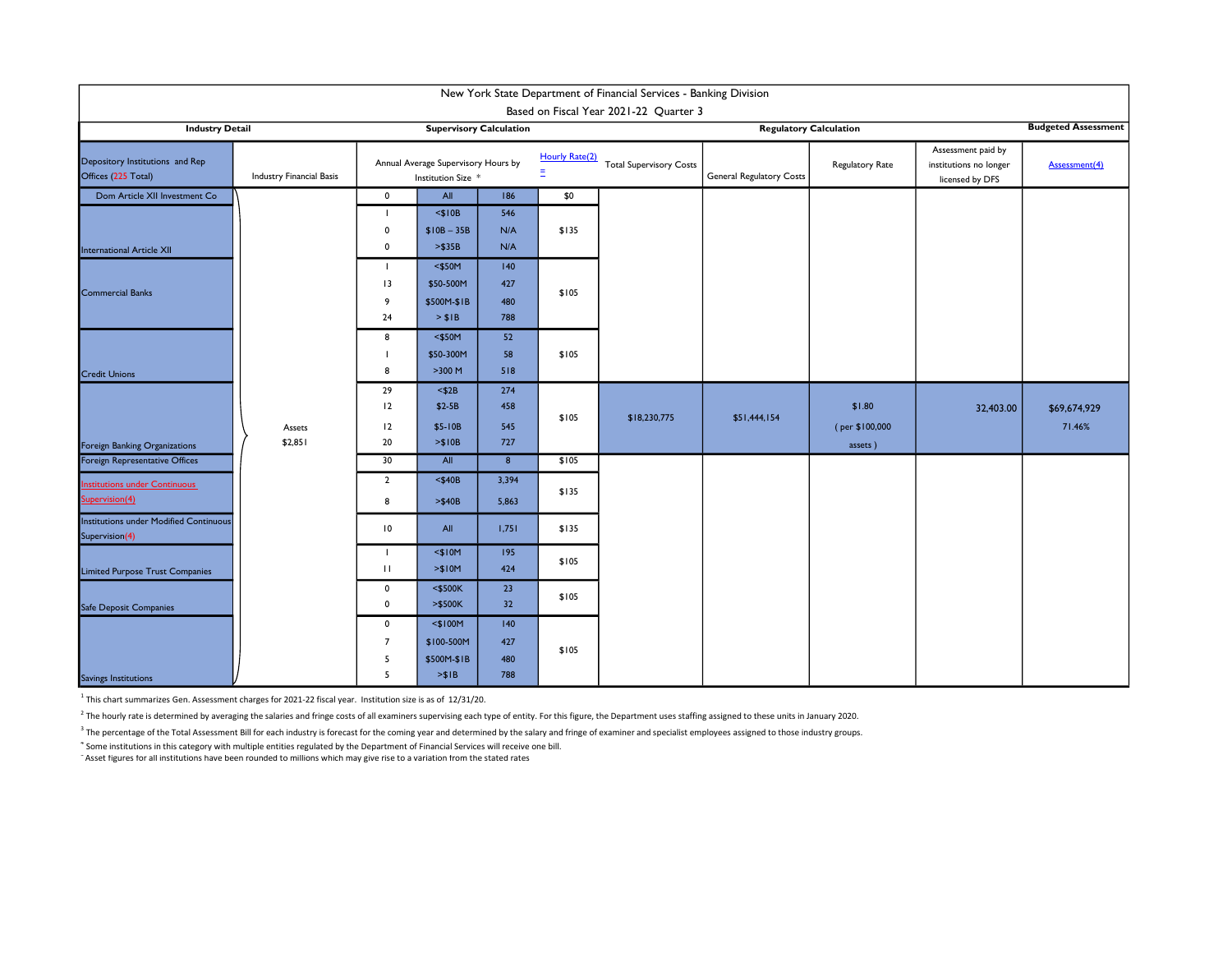## New York State Department of Financial Services - Banking Division

### Based on Fiscal Year 2021-22 Quarter 3

| Industry Detail | | Supervisory Calculation | | | | | Regulatory Calculation | | | Budgeted Assessment |
|---|---|---|---|---|---|---|---|---|---|---|
| Depository Institutions and Rep Offices (225 Total) | Industry Financial Basis | Annual Average Supervisory Hours by Institution Size * | | | Hourly Rate(2) = | Total Supervisory Costs | General Regulatory Costs | Regulatory Rate | Assessment paid by institutions no longer licensed by DFS | Assessment(4) |
| Dom Article XII Investment Co | Assets $2,851 | 0 | All | 186 | $0 | | | | | |
| International Article XII | | 1 | <$10B | 546 | $135 | | | | | |
| | | 0 | $10B – 35B | N/A | | | | | | |
| | | 0 | >$35B | N/A | | | | | | |
| Commercial Banks | | 1 | <$50M | 140 | $105 | | | | | |
| | | 13 | $50-500M | 427 | | | | | | |
| | | 9 | $500M-$1B | 480 | | | | | | |
| | | 24 | > $1B | 788 | | | | | | |
| Credit Unions | | 8 | <$50M | 52 | $105 | | | | | |
| | | 1 | $50-300M | 58 | | | | | | |
| | | 8 | >300 M | 518 | | | | | | |
| Foreign Banking Organizations | | 29 | <$2B | 274 | $105 | $18,230,775 | $51,444,154 | $1.80 (per $100,000 assets) | 32,403.00 | $69,674,929 71.46% |
| | | 12 | $2-5B | 458 | | | | | | |
| | | 12 | $5-10B | 545 | | | | | | |
| | | 20 | >$10B | 727 | | | | | | |
| Foreign Representative Offices | | 30 | All | 8 | $105 | | | | | |
| Institutions under Continuous Supervision(4) | | 2 | <$40B | 3,394 | $135 | | | | | |
| | | 8 | >$40B | 5,863 | | | | | | |
| Institutions under Modified Continuous Supervision(4) | | 10 | All | 1,751 | $135 | | | | | |
| Limited Purpose Trust Companies | | 1 | <$10M | 195 | $105 | | | | | |
| | | 11 | >$10M | 424 | | | | | | |
| Safe Deposit Companies | | 0 | <$500K | 23 | $105 | | | | | |
| | | 0 | >$500K | 32 | | | | | | |
| Savings Institutions | | 0 | <$100M | 140 | $105 | | | | | |
| | | 7 | $100-500M | 427 | | | | | | |
| | | 5 | $500M-$1B | 480 | | | | | | |
| | | 5 | >$1B | 788 | | | | | | |

[1] This chart summarizes Gen. Assessment charges for 2021-22 fiscal year. Institution size is as of 12/31/20.

[2] The hourly rate is determined by averaging the salaries and fringe costs of all examiners supervising each type of entity. For this figure, the Department uses staffing assigned to these units in January 2020.

[3] The percentage of the Total Assessment Bill for each industry is forecast for the coming year and determined by the salary and fringe of examiner and specialist employees assigned to those industry groups.

[4] Some institutions in this category with multiple entities regulated by the Department of Financial Services will receive one bill.

[5] Asset figures for all institutions have been rounded to millions which may give rise to a variation from the stated rates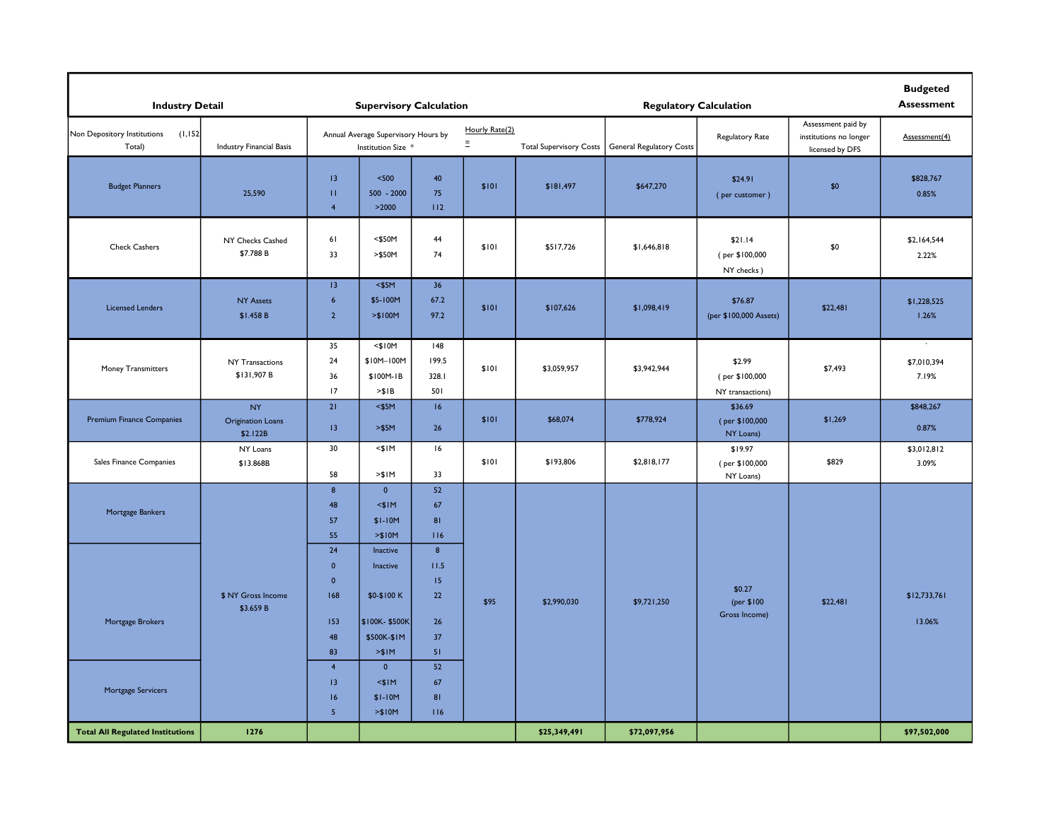| Industry Detail | | Supervisory Calculation | | | | | Regulatory Calculation | | | Budgeted Assessment |
|---|---|---|---|---|---|---|---|---|---|---|
| Non Depository Institutions (1,152 Total) | Industry Financial Basis | Annual Average Supervisory Hours by Institution Size * | | | Hourly Rate(2) = | Total Supervisory Costs | General Regulatory Costs | Regulatory Rate | Assessment paid by institutions no longer licensed by DFS | Assessment(4) |
| Budget Planners | 25,590 | 13<br>11<br>4 | <500<br>500 - 2000<br>>2000 | 40<br>75<br>112 | $101 | $181,497 | $647,270 | $24.91<br>( per customer ) | $0 | $828,767<br>0.85% |
| Check Cashers | NY Checks Cashed<br>$7.788 B | 61<br>33 | <$50M<br>>$50M | 44<br>74 | $101 | $517,726 | $1,646,818 | $21.14<br>( per $100,000<br>NY checks ) | $0 | $2,164,544<br>2.22% |
| Licensed Lenders | NY Assets<br>$1.458 B | 13<br>6<br>2 | <$5M<br>$5-100M<br>>$100M | 36<br>67.2<br>97.2 | $101 | $107,626 | $1,098,419 | $76.87<br>(per $100,000 Assets) | $22,481 | $1,228,525<br>1.26% |
| Money Transmitters | NY Transactions<br>$131,907 B | 35<br>24<br>36<br>17 | <$10M<br>$10M–100M<br>$100M-1B<br>>$1B | 148<br>199.5<br>328.1<br>501 | $101 | $3,059,957 | $3,942,944 | $2.99<br>( per $100,000<br>NY transactions) | $7,493 | $7,010,394<br>7.19% |
| Premium Finance Companies | NY<br>Origination Loans<br>$2.122B | 21<br>13 | <$5M<br>>$5M | 16<br>26 | $101 | $68,074 | $778,924 | $36.69<br>( per $100,000<br>NY Loans) | $1,269 | $848,267<br>0.87% |
| Sales Finance Companies | NY Loans<br>$13.868B | 30<br>58 | <$1M<br>>$1M | 16<br>33 | $101 | $193,806 | $2,818,177 | $19.97<br>( per $100,000<br>NY Loans) | $829 | $3,012,812<br>3.09% |
| Mortgage Bankers | $ NY Gross Income<br>$3.659 B | 8<br>48<br>57<br>55 | 0<br><$1M<br>$1-10M<br>>$10M | 52<br>67<br>81<br>116 | $95 | $2,990,030 | $9,721,250 | $0.27<br>(per $100<br>Gross Income) | $22,481 | $12,733,761<br>13.06% |
| Mortgage Brokers | | 24<br>0<br>0<br>168<br>153<br>48<br>83 | Inactive<br>Inactive<br><br>$0-$100 K<br>$100K- $500K<br>$500K-$1M<br>>$1M | 8<br>11.5<br>15<br>22<br>26<br>37<br>51 | | | | | | |
| Mortgage Servicers | | 4<br>13<br>16<br>5 | 0<br><$1M<br>$1-10M<br>>$10M | 52<br>67<br>81<br>116 | | | | | | |
| **Total All Regulated Institutions** | **1276** | | | | | **$25,349,491** | **$72,097,956** | | | **$97,502,000** |